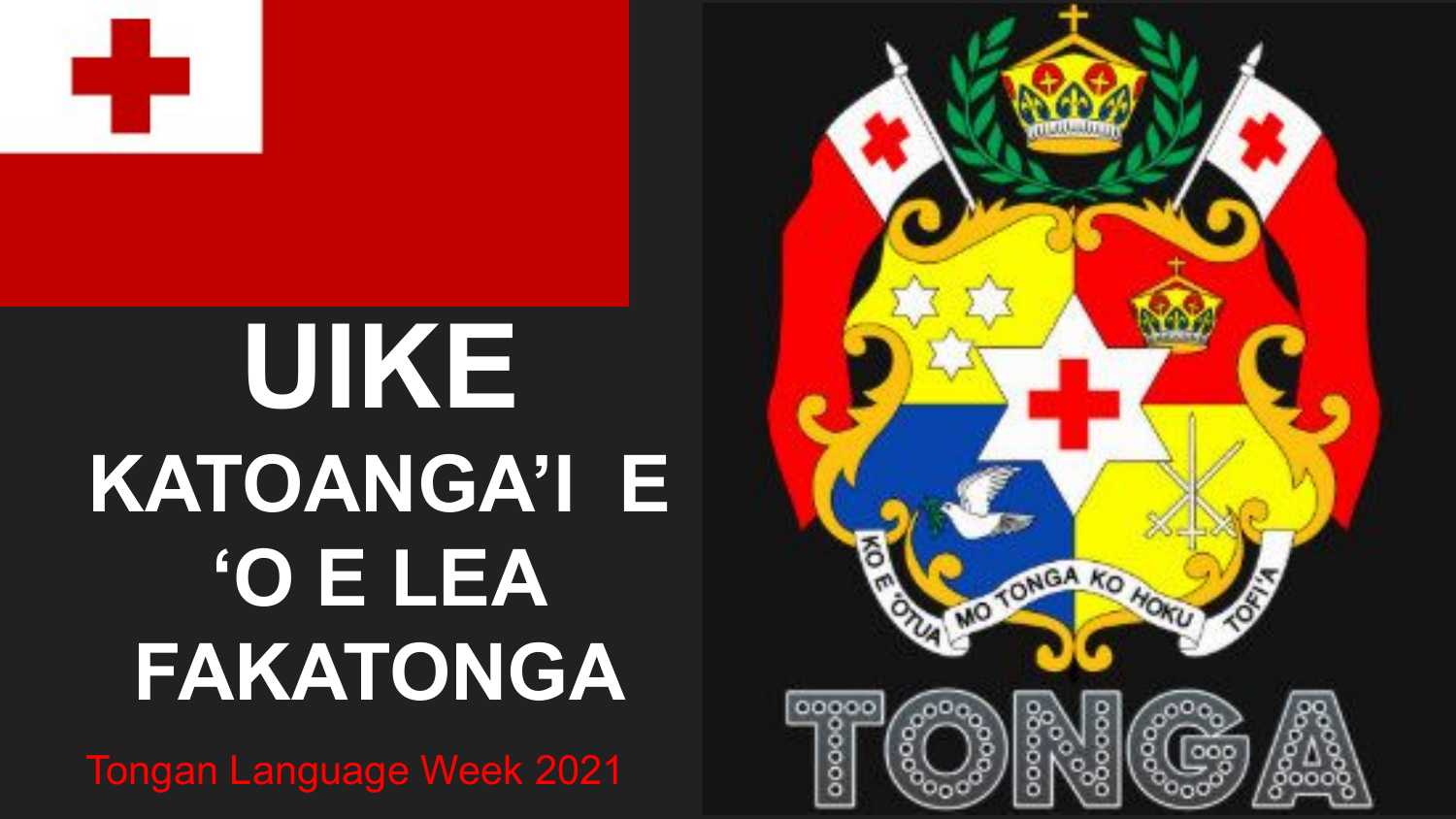# UIKE KATOANGA'I E 'O E LEA FAKATONGA

Tongan Language Week 2021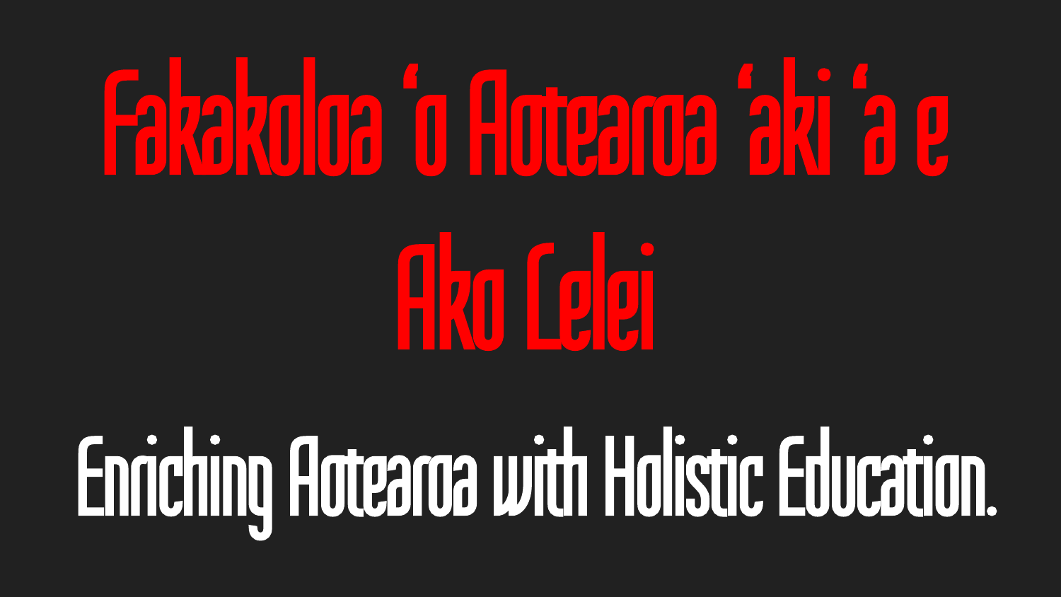# Fakakoloa ‘o Aotearoa ‘aki ‘a e Ako Lelei

Enriching Aotearoa with Holistic Education.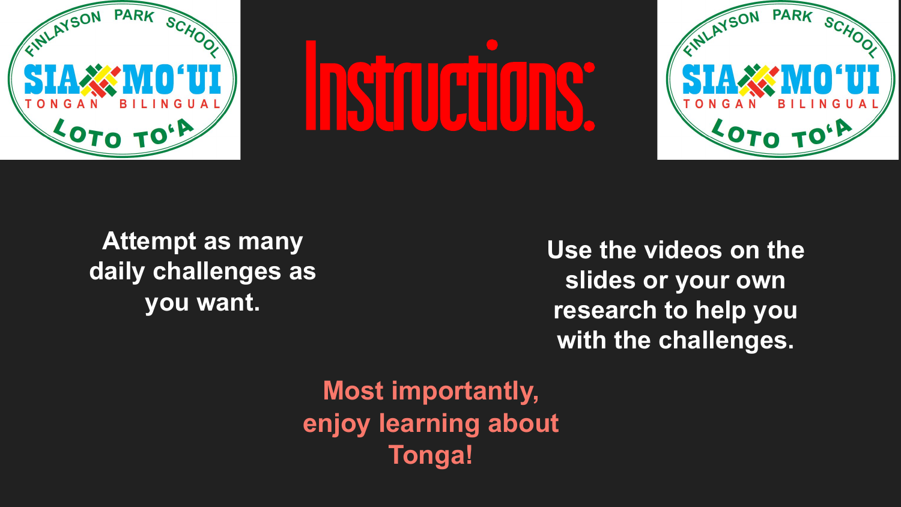# Instructions:

Attempt as many daily challenges as you want.

Use the videos on the slides or your own research to help you with the challenges.

**Most importantly, enjoy learning about Tonga!**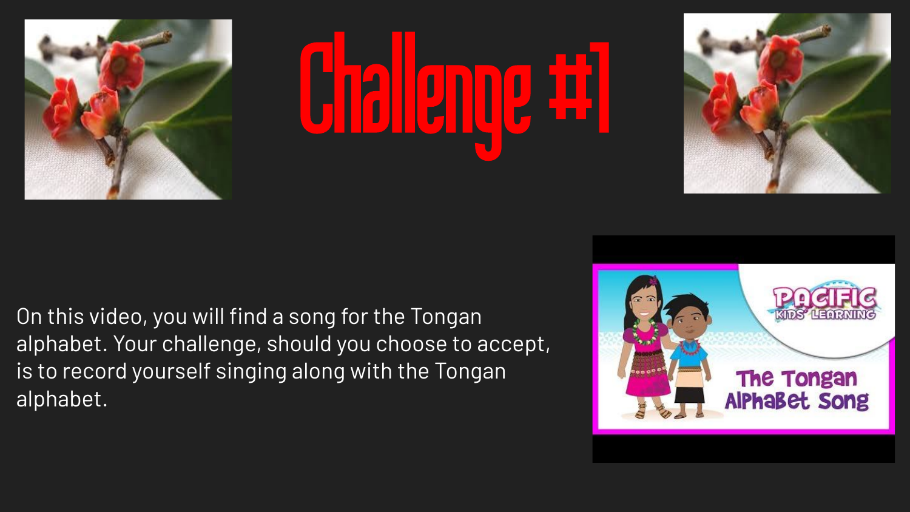# Challenge #1

On this video, you will find a song for the Tongan alphabet. Your challenge, should you choose to accept, is to record yourself singing along with the Tongan alphabet.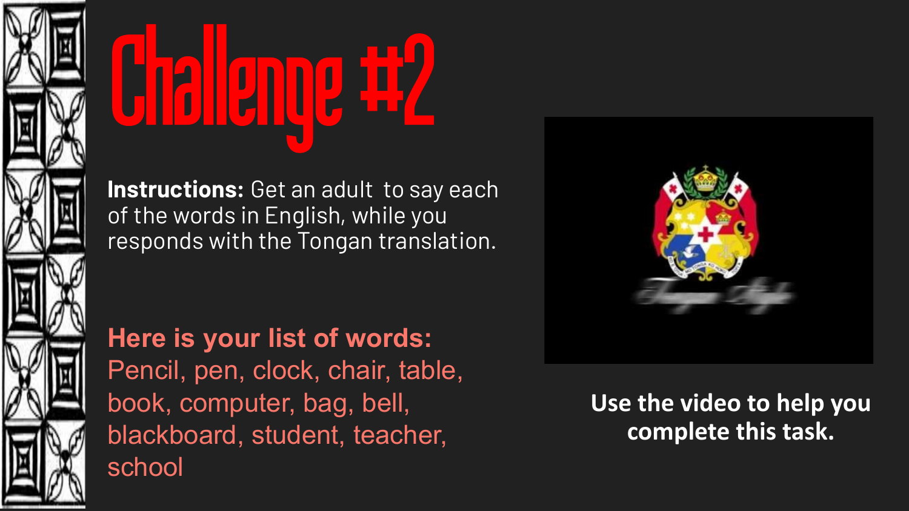# Challenge #2

**Instructions:** Get an adult to say each of the words in English, while you responds with the Tongan translation.

**Here is your list of words:**
Pencil, pen, clock, chair, table, book, computer, bag, bell, blackboard, student, teacher, school

**Use the video to help you complete this task.**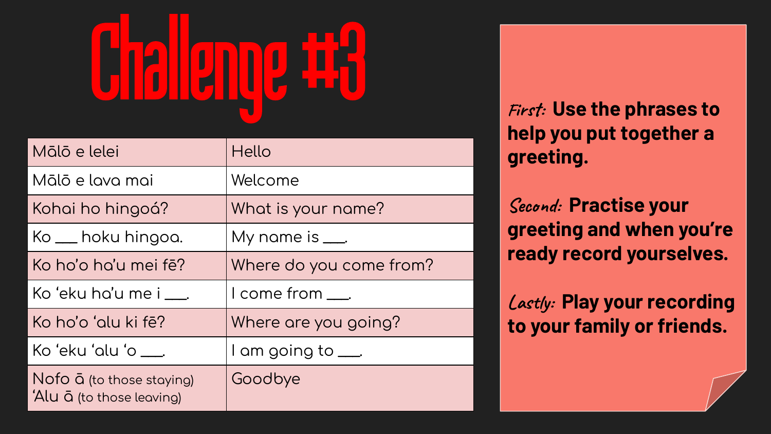# Challenge #3

| Mālō e lelei | Hello |
| --- | --- |
| Mālō e lava mai | Welcome |
| Kohai ho hingoá? | What is your name? |
| Ko ___ hoku hingoa. | My name is ___. |
| Ko ho'o ha'u mei fē? | Where do you come from? |
| Ko 'eku ha'u me i ___. | I come from ___. |
| Ko ho'o 'alu ki fē? | Where are you going? |
| Ko 'eku 'alu 'o ___. | I am going to ___. |
| Nofo ā (to those staying) 'Alu ā (to those leaving) | Goodbye |

*First:* **Use the phrases to help you put together a greeting.**

*Second:* **Practise your greeting and when you're ready record yourselves.**

*Lastly:* **Play your recording to your family or friends.**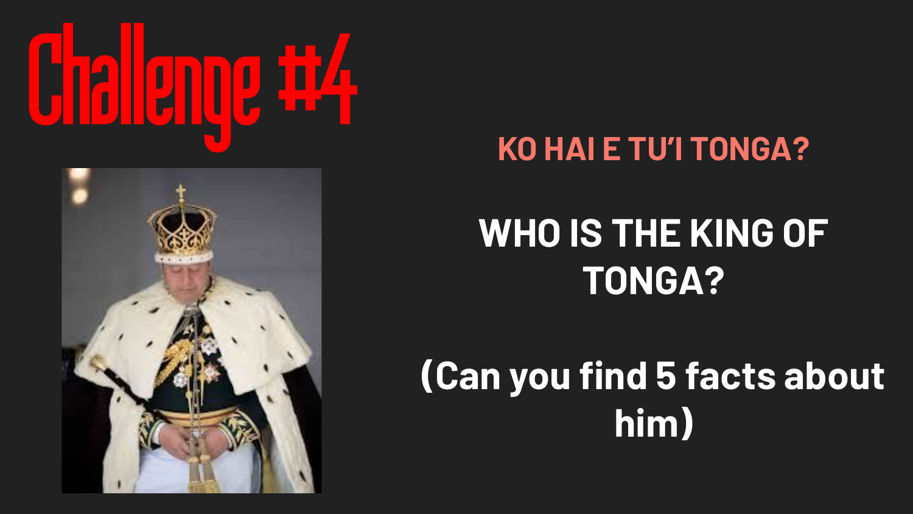# Challenge #4

## KO HAI E TU'I TONGA?

## WHO IS THE KING OF TONGA?

**(Can you find 5 facts about him)**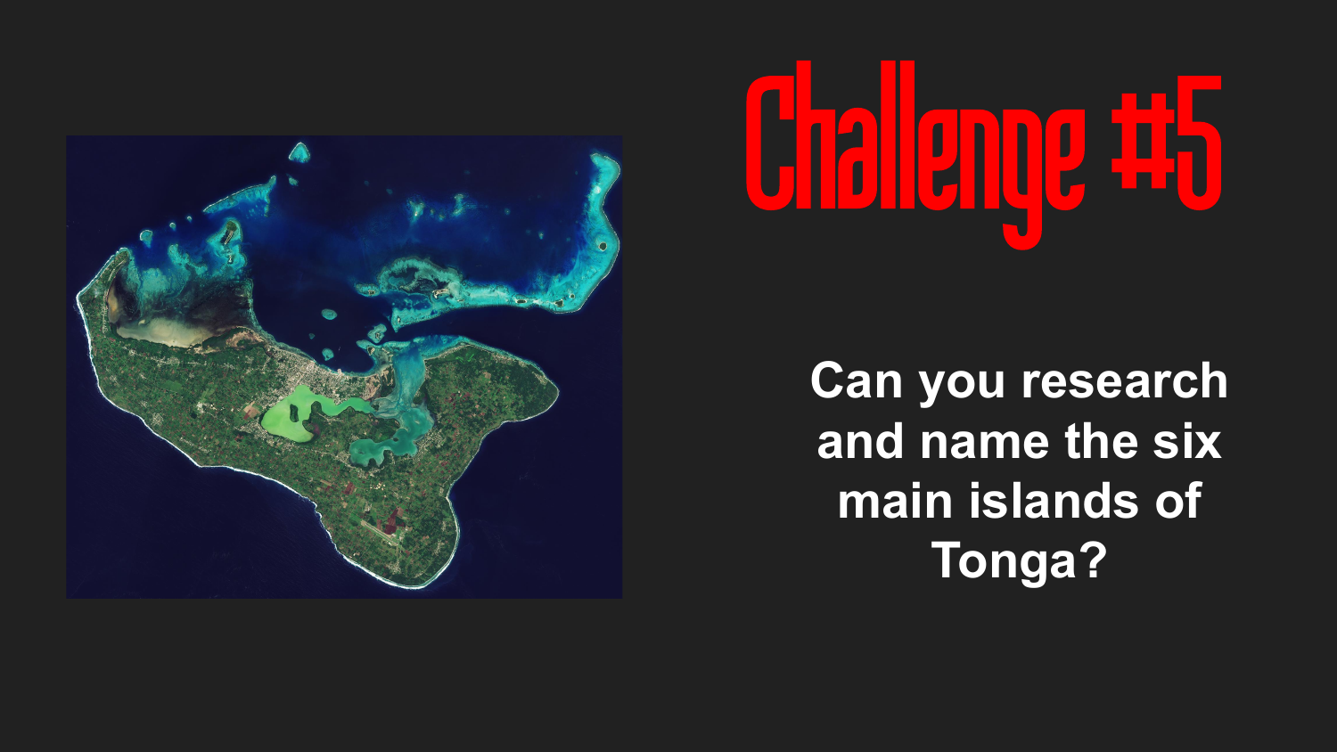# Challenge #5

**Can you research and name the six main islands of Tonga?**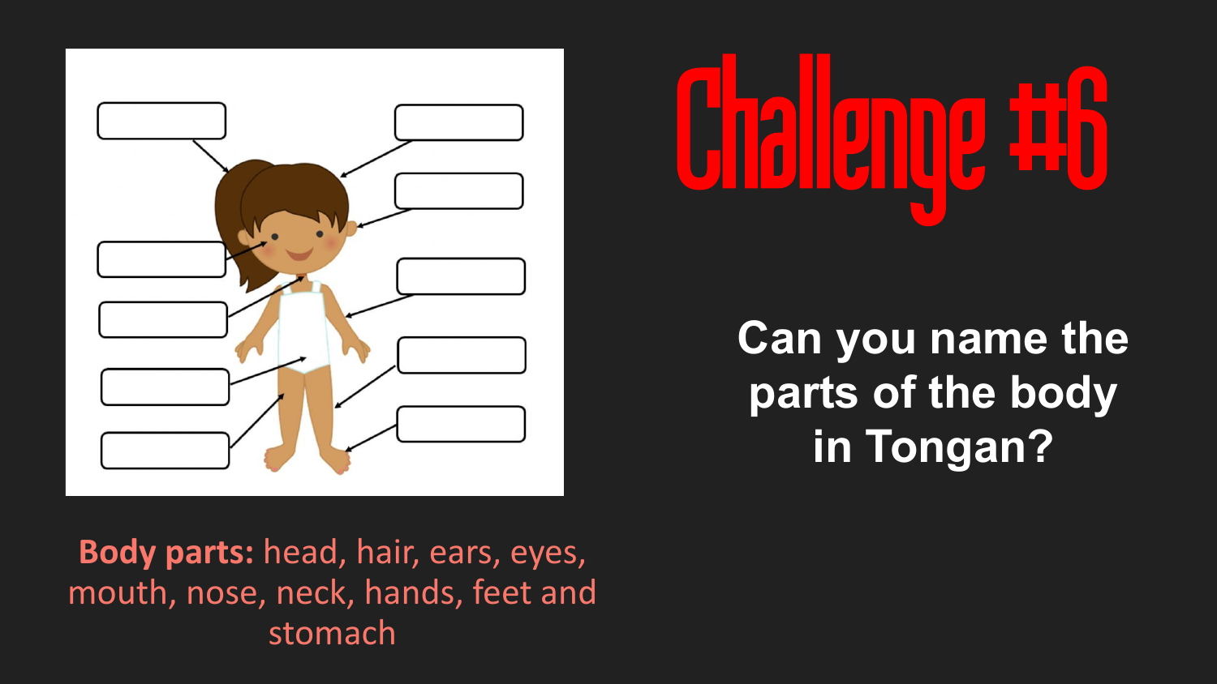# Challenge #6

**Can you name the parts of the body in Tongan?**

**Body parts:** head, hair, ears, eyes, mouth, nose, neck, hands, feet and stomach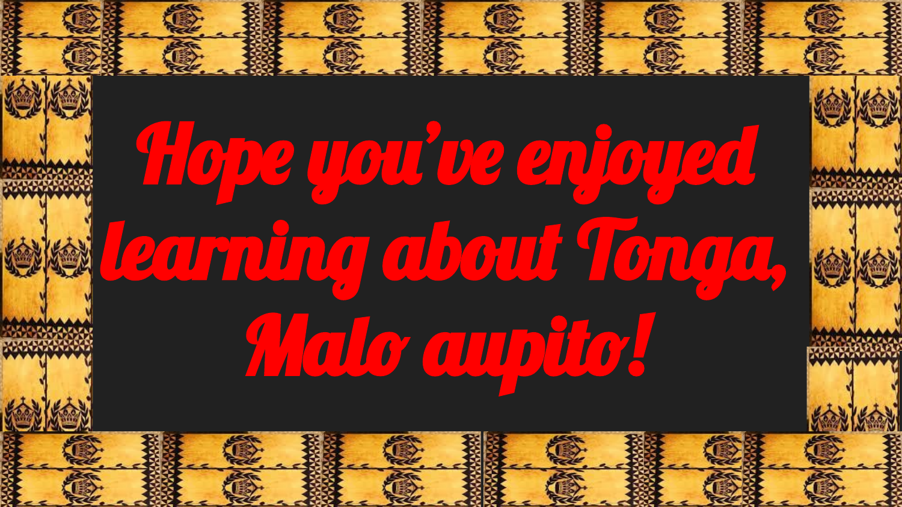# Hope you've enjoyed learning about Tonga, Malo aupito!